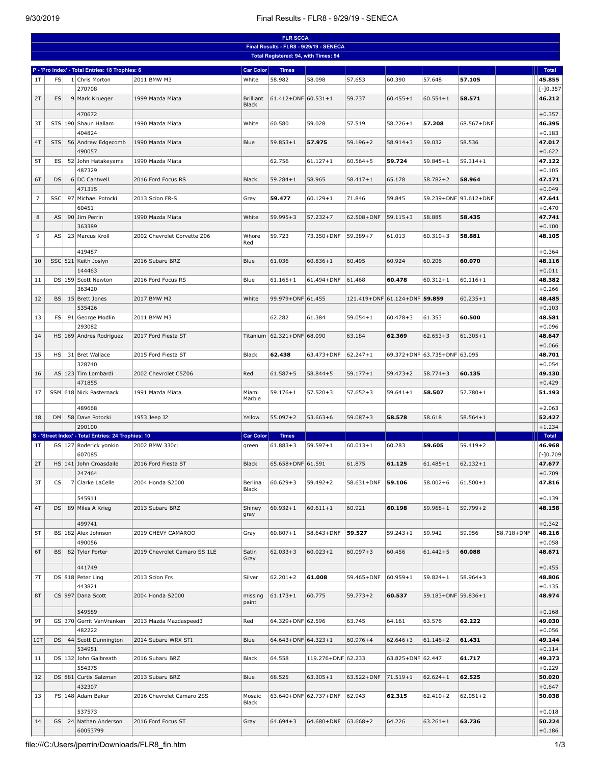# FLR SCCA

## Final Results - FLR8 - 9/29/19 - SENECA

Total Registered: 94, with Times: 94

| P - 'Pro Index' - Total Entries: 18 Trophies: 6 | | | | | Car Color | Times | | | | | | | Total |
|---|---|---|---|---|---|---|---|---|---|---|---|---|---|
| 1T | FS | 1 | Chris Morton<br>270708 | 2011 BMW M3 | White | 58.982 | 58.098 | 57.653 | 60.390 | 57.648 | **57.105** | | **45.855**<br>[-]0.357 |
| 2T | ES | 9 | Mark Krueger<br>470672 | 1999 Mazda Miata | Brilliant Black | 61.412+DNF | 60.531+1 | 59.737 | 60.455+1 | 60.554+1 | **58.571** | | **46.212**<br>+0.357 |
| 3T | STS | 190 | Shaun Hallam<br>404824 | 1990 Mazda Miata | White | 60.580 | 59.028 | 57.519 | 58.226+1 | **57.208** | 68.567+DNF | | **46.395**<br>+0.183 |
| 4T | STS | 56 | Andrew Edgecomb<br>490057 | 1990 Mazda Miata | Blue | 59.853+1 | **57.975** | 59.196+2 | 58.914+3 | 59.032 | 58.536 | | **47.017**<br>+0.622 |
| 5T | ES | 52 | John Hatakeyama<br>487329 | 1990 Mazda Miata | | 62.756 | 61.127+1 | 60.564+5 | **59.724** | 59.845+1 | 59.314+1 | | **47.122**<br>+0.105 |
| 6T | DS | 6 | DC Cantwell<br>471315 | 2016 Ford Focus RS | Black | 59.284+1 | 58.965 | 58.417+1 | 65.178 | 58.782+2 | **58.964** | | **47.171**<br>+0.049 |
| 7 | SSC | 97 | Michael Potocki<br>60451 | 2013 Scion FR-S | Grey | **59.477** | 60.129+1 | 71.846 | 59.845 | 59.239+DNF | 93.612+DNF | | **47.641**<br>+0.470 |
| 8 | AS | 90 | Jim Perrin<br>363389 | 1990 Mazda Miata | White | 59.995+3 | 57.232+7 | 62.508+DNF | 59.115+3 | 58.885 | **58.435** | | **47.741**<br>+0.100 |
| 9 | AS | 23 | Marcus Kroll<br>419487 | 2002 Chevrolet Corvette Z06 | Whore Red | 59.723 | 73.350+DNF | 59.389+7 | 61.013 | 60.310+3 | **58.881** | | **48.105**<br>+0.364 |
| 10 | SSC | 521 | Keith Joslyn<br>144463 | 2016 Subaru BRZ | Blue | 61.036 | 60.836+1 | 60.495 | 60.924 | 60.206 | **60.070** | | **48.116**<br>+0.011 |
| 11 | DS | 159 | Scott Newton<br>363420 | 2016 Ford Focus RS | Blue | 61.165+1 | 61.494+DNF | 61.468 | **60.478** | 60.312+1 | 60.116+1 | | **48.382**<br>+0.266 |
| 12 | BS | 15 | Brett Jones<br>535426 | 2017 BMW M2 | White | 99.979+DNF | 61.455 | 121.419+DNF | 61.124+DNF | **59.859** | 60.235+1 | | **48.485**<br>+0.103 |
| 13 | FS | 91 | George Modlin<br>293082 | 2011 BMW M3 | | 62.282 | 61.384 | 59.054+1 | 60.478+3 | 61.353 | **60.500** | | **48.581**<br>+0.096 |
| 14 | HS | 169 | Andres Rodriguez | 2017 Ford Fiesta ST | Titanium | 62.321+DNF | 68.090 | 63.184 | **62.369** | 62.653+3 | 61.305+1 | | **48.647**<br>+0.066 |
| 15 | HS | 31 | Bret Wallace<br>328740 | 2015 Ford Fiesta ST | Black | **62.438** | 63.473+DNF | 62.247+1 | 69.372+DNF | 63.735+DNF | 63.095 | | **48.701**<br>+0.054 |
| 16 | AS | 123 | Tim Lombardi<br>471855 | 2002 Chevrolet C5Z06 | Red | 61.587+5 | 58.844+5 | 59.177+1 | 59.473+2 | 58.774+3 | **60.135** | | **49.130**<br>+0.429 |
| 17 | SSM | 618 | Nick Pasternack<br>489668 | 1991 Mazda Miata | Miami Marble | 59.176+1 | 57.520+3 | 57.652+3 | 59.641+1 | **58.507** | 57.780+1 | | **51.193**<br>+2.063 |
| 18 | DM | 58 | Dave Potocki<br>290100 | 1953 Jeep J2 | Yellow | 55.097+2 | 53.663+6 | 59.087+3 | **58.578** | 58.618 | 58.564+1 | | **52.427**<br>+1.234 |

| S - 'Street Index' - Total Entries: 24 Trophies: 10 | | | | | Car Color | Times | | | | | | | Total |
|---|---|---|---|---|---|---|---|---|---|---|---|---|---|
| 1T | GS | 127 | Roderick yonkin<br>607085 | 2002 BMW 330ci | green | 61.883+3 | 59.597+1 | 60.013+1 | 60.283 | **59.605** | 59.419+2 | | **46.968**<br>[-]0.709 |
| 2T | HS | 141 | John Croasdaile<br>247464 | 2016 Ford Fiesta ST | Black | 65.658+DNF | 61.591 | 61.875 | **61.125** | 61.485+1 | 62.132+1 | | **47.677**<br>+0.709 |
| 3T | CS | 7 | Clarke LaCelle<br>545911 | 2004 Honda S2000 | Berlina Black | 60.629+3 | 59.492+2 | 58.631+DNF | **59.106** | 58.002+6 | 61.500+1 | | **47.816**<br>+0.139 |
| 4T | DS | 89 | Miles A Krieg<br>499741 | 2013 Subaru BRZ | Shiney gray | 60.932+1 | 60.611+1 | 60.921 | **60.198** | 59.968+1 | 59.799+2 | | **48.158**<br>+0.342 |
| 5T | BS | 182 | Alex Johnson<br>490056 | 2019 CHEVY CAMAROO | Gray | 60.807+1 | 58.643+DNF | **59.527** | 59.243+1 | 59.942 | 59.956 | 58.718+DNF | **48.216**<br>+0.058 |
| 6T | BS | 82 | Tyler Porter<br>441749 | 2019 Chevrolet Camaro SS 1LE | Satin Gray | 62.033+3 | 60.023+2 | 60.097+3 | 60.456 | 61.442+5 | **60.088** | | **48.671**<br>+0.455 |
| 7T | DS | 818 | Peter Ling<br>443821 | 2013 Scion Frs | Silver | 62.201+2 | **61.008** | 59.465+DNF | 60.959+1 | 59.824+1 | 58.964+3 | | **48.806**<br>+0.135 |
| 8T | CS | 997 | Dana Scott<br>549589 | 2004 Honda S2000 | missing paint | 61.173+1 | 60.775 | 59.773+2 | **60.537** | 59.183+DNF | 59.836+1 | | **48.974**<br>+0.168 |
| 9T | GS | 370 | Gerrit VanVranken<br>482222 | 2013 Mazda Mazdaspeed3 | Red | 64.329+DNF | 62.596 | 63.745 | 64.161 | 63.576 | **62.222** | | **49.030**<br>+0.056 |
| 10T | DS | 44 | Scott Dunnington<br>534951 | 2014 Subaru WRX STI | Blue | 64.643+DNF | 64.323+1 | 60.976+4 | 62.646+3 | 61.146+2 | **61.431** | | **49.144**<br>+0.114 |
| 11 | DS | 132 | John Galbreath<br>554375 | 2016 Subaru BRZ | Black | 64.558 | 119.276+DNF | 62.233 | 63.825+DNF | 62.447 | **61.717** | | **49.373**<br>+0.229 |
| 12 | DS | 881 | Curtis Salzman<br>432307 | 2013 Subaru BRZ | Blue | 68.525 | 63.305+1 | 63.522+DNF | 71.519+1 | 62.624+1 | **62.525** | | **50.020**<br>+0.647 |
| 13 | FS | 148 | Adam Baker<br>537573 | 2016 Chevrolet Camaro 2SS | Mosaic Black | 63.640+DNF | 62.737+DNF | 62.943 | **62.315** | 62.410+2 | 62.051+2 | | **50.038**<br>+0.018 |
| 14 | GS | 24 | Nathan Anderson<br>60053799 | 2016 Ford Focus ST | Gray | 64.694+3 | 64.680+DNF | 63.668+2 | 64.226 | 63.261+1 | **63.736** | | **50.224**<br>+0.186 |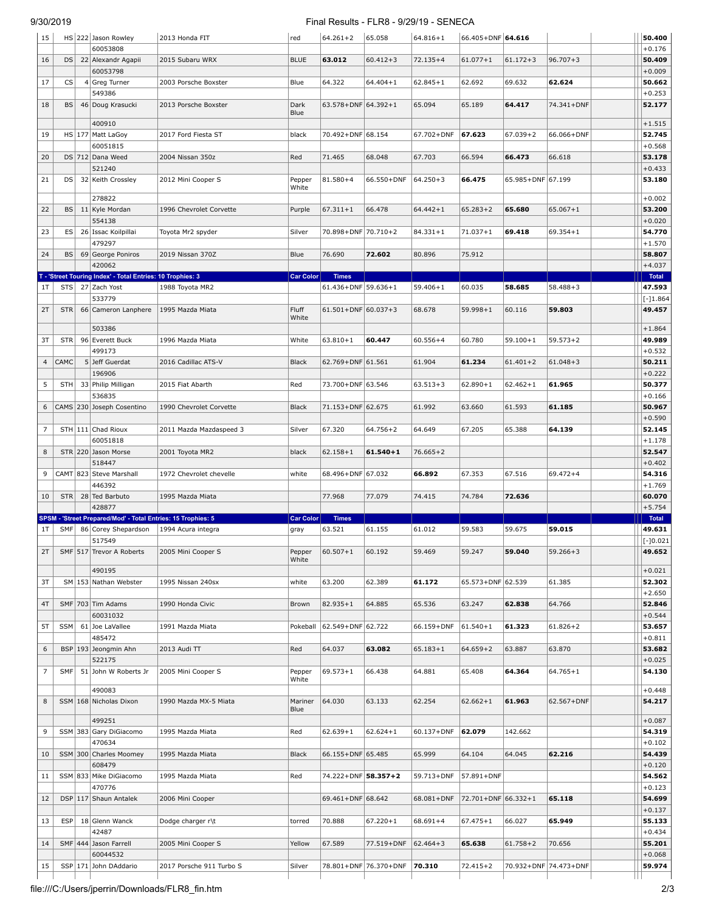| Pos | Class | # | Driver | Car Model | Car Color | Run 1 | Run 2 | Run 3 | Run 4 | Run 5 | Run 6 | | Total |
|---|---|---|---|---|---|---|---|---|---|---|---|---|---|
| 15 | HS | 222 | Jason Rowley | 2013 Honda FIT | red | 64.261+2 | 65.058 | 64.816+1 | 66.405+DNF | **64.616** | | | **50.400** |
| | | | 60053808 | | | | | | | | | | +0.176 |
| 16 | DS | 22 | Alexandr Agapii | 2015 Subaru WRX | BLUE | **63.012** | 60.412+3 | 72.135+4 | 61.077+1 | 61.172+3 | 96.707+3 | | **50.409** |
| | | | 60053798 | | | | | | | | | | +0.009 |
| 17 | CS | 4 | Greg Turner | 2003 Porsche Boxster | Blue | 64.322 | 64.404+1 | 62.845+1 | 62.692 | 69.632 | **62.624** | | **50.662** |
| | | | 549386 | | | | | | | | | | +0.253 |
| 18 | BS | 46 | Doug Krasucki | 2013 Porsche Boxster | Dark Blue | 63.578+DNF | 64.392+1 | 65.094 | 65.189 | **64.417** | 74.341+DNF | | **52.177** |
| | | | 400910 | | | | | | | | | | +1.515 |
| 19 | HS | 177 | Matt LaGoy | 2017 Ford Fiesta ST | black | 70.492+DNF | 68.154 | 67.702+DNF | **67.623** | 67.039+2 | 66.066+DNF | | **52.745** |
| | | | 60051815 | | | | | | | | | | +0.568 |
| 20 | DS | 712 | Dana Weed | 2004 Nissan 350z | Red | 71.465 | 68.048 | 67.703 | 66.594 | **66.473** | 66.618 | | **53.178** |
| | | | 521240 | | | | | | | | | | +0.433 |
| 21 | DS | 32 | Keith Crossley | 2012 Mini Cooper S | Pepper White | 81.580+4 | 66.550+DNF | 64.250+3 | **66.475** | 65.985+DNF | 67.199 | | **53.180** |
| | | | 278822 | | | | | | | | | | +0.002 |
| 22 | BS | 11 | Kyle Mordan | 1996 Chevrolet Corvette | Purple | 67.311+1 | 66.478 | 64.442+1 | 65.283+2 | **65.680** | 65.067+1 | | **53.200** |
| | | | 554138 | | | | | | | | | | +0.020 |
| 23 | ES | 26 | Issac Koilpillai | Toyota Mr2 spyder | Silver | 70.898+DNF | 70.710+2 | 84.331+1 | 71.037+1 | **69.418** | 69.354+1 | | **54.770** |
| | | | 479297 | | | | | | | | | | +1.570 |
| 24 | BS | 69 | George Poniros | 2019 Nissan 370Z | Blue | 76.690 | **72.602** | 80.896 | 75.912 | | | | **58.807** |
| | | | 420062 | | | | | | | | | | +4.037 |
| **T - 'Street Touring Index' - Total Entries: 10 Trophies: 3** | | | | | **Car Color** | **Times** | | | | | | | **Total** |
| 1T | STS | 27 | Zach Yost | 1988 Toyota MR2 | | 61.436+DNF | 59.636+1 | 59.406+1 | 60.035 | **58.685** | 58.488+3 | | **47.593** |
| | | | 533779 | | | | | | | | | | [-]1.864 |
| 2T | STR | 66 | Cameron Lanphere | 1995 Mazda Miata | Fluff White | 61.501+DNF | 60.037+3 | 68.678 | 59.998+1 | 60.116 | **59.803** | | **49.457** |
| | | | 503386 | | | | | | | | | | +1.864 |
| 3T | STR | 96 | Everett Buck | 1996 Mazda Miata | White | 63.810+1 | **60.447** | 60.556+4 | 60.780 | 59.100+1 | 59.573+2 | | **49.989** |
| | | | 499173 | | | | | | | | | | +0.532 |
| 4 | CAMC | 5 | Jeff Guerdat | 2016 Cadillac ATS-V | Black | 62.769+DNF | 61.561 | 61.904 | **61.234** | 61.401+2 | 61.048+3 | | **50.211** |
| | | | 196906 | | | | | | | | | | +0.222 |
| 5 | STH | 33 | Philip Milligan | 2015 Fiat Abarth | Red | 73.700+DNF | 63.546 | 63.513+3 | 62.890+1 | 62.462+1 | **61.965** | | **50.377** |
| | | | 536835 | | | | | | | | | | +0.166 |
| 6 | CAMS | 230 | Joseph Cosentino | 1990 Chevrolet Corvette | Black | 71.153+DNF | 62.675 | 61.992 | 63.660 | 61.593 | **61.185** | | **50.967** |
| | | | | | | | | | | | | | +0.590 |
| 7 | STH | 111 | Chad Rioux | 2011 Mazda Mazdaspeed 3 | Silver | 67.320 | 64.756+2 | 64.649 | 67.205 | 65.388 | **64.139** | | **52.145** |
| | | | 60051818 | | | | | | | | | | +1.178 |
| 8 | STR | 220 | Jason Morse | 2001 Toyota MR2 | black | 62.158+1 | **61.540+1** | 76.665+2 | | | | | **52.547** |
| | | | 518447 | | | | | | | | | | +0.402 |
| 9 | CAMT | 823 | Steve Marshall | 1972 Chevrolet chevelle | white | 68.496+DNF | 67.032 | **66.892** | 67.353 | 67.516 | 69.472+4 | | **54.316** |
| | | | 446392 | | | | | | | | | | +1.769 |
| 10 | STR | 28 | Ted Barbuto | 1995 Mazda Miata | | 77.968 | 77.079 | 74.415 | 74.784 | **72.636** | | | **60.070** |
| | | | 428877 | | | | | | | | | | +5.754 |
| **SPSM - 'Street Prepared/Mod' - Total Entries: 15 Trophies: 5** | | | | | **Car Color** | **Times** | | | | | | | **Total** |
| 1T | SMF | 86 | Corey Shepardson | 1994 Acura integra | gray | 63.521 | 61.155 | 61.012 | 59.583 | 59.675 | **59.015** | | **49.631** |
| | | | 517549 | | | | | | | | | | [-]0.021 |
| 2T | SMF | 517 | Trevor A Roberts | 2005 Mini Cooper S | Pepper White | 60.507+1 | 60.192 | 59.469 | 59.247 | **59.040** | 59.266+3 | | **49.652** |
| | | | 490195 | | | | | | | | | | +0.021 |
| 3T | SM | 153 | Nathan Webster | 1995 Nissan 240sx | white | 63.200 | 62.389 | **61.172** | 65.573+DNF | 62.539 | 61.385 | | **52.302** |
| | | | | | | | | | | | | | +2.650 |
| 4T | SMF | 703 | Tim Adams | 1990 Honda Civic | Brown | 82.935+1 | 64.885 | 65.536 | 63.247 | **62.838** | 64.766 | | **52.846** |
| | | | 60031032 | | | | | | | | | | +0.544 |
| 5T | SSM | 61 | Joe LaVallee | 1991 Mazda Miata | Pokeball | 62.549+DNF | 62.722 | 66.159+DNF | 61.540+1 | **61.323** | 61.826+2 | | **53.657** |
| | | | 485472 | | | | | | | | | | +0.811 |
| 6 | BSP | 193 | Jeongmin Ahn | 2013 Audi TT | Red | 64.037 | **63.082** | 65.183+1 | 64.659+2 | 63.887 | 63.870 | | **53.682** |
| | | | 522175 | | | | | | | | | | +0.025 |
| 7 | SMF | 51 | John W Roberts Jr | 2005 Mini Cooper S | Pepper White | 69.573+1 | 66.438 | 64.881 | 65.408 | **64.364** | 64.765+1 | | **54.130** |
| | | | 490083 | | | | | | | | | | +0.448 |
| 8 | SSM | 168 | Nicholas Dixon | 1990 Mazda MX-5 Miata | Mariner Blue | 64.030 | 63.133 | 62.254 | 62.662+1 | **61.963** | 62.567+DNF | | **54.217** |
| | | | 499251 | | | | | | | | | | +0.087 |
| 9 | SSM | 383 | Gary DiGiacomo | 1995 Mazda Miata | Red | 62.639+1 | 62.624+1 | 60.137+DNF | **62.079** | 142.662 | | | **54.319** |
| | | | 470634 | | | | | | | | | | +0.102 |
| 10 | SSM | 300 | Charles Moomey | 1995 Mazda Miata | Black | 66.155+DNF | 65.485 | 65.999 | 64.104 | 64.045 | **62.216** | | **54.439** |
| | | | 608479 | | | | | | | | | | +0.120 |
| 11 | SSM | 833 | Mike DiGiacomo | 1995 Mazda Miata | Red | 74.222+DNF | **58.357+2** | 59.713+DNF | 57.891+DNF | | | | **54.562** |
| | | | 470776 | | | | | | | | | | +0.123 |
| 12 | DSP | 117 | Shaun Antalek | 2006 Mini Cooper | | 69.461+DNF | 68.642 | 68.081+DNF | 72.701+DNF | 66.332+1 | **65.118** | | **54.699** |
| | | | | | | | | | | | | | +0.137 |
| 13 | ESP | 18 | Glenn Wanck | Dodge charger r\t | torred | 70.888 | 67.220+1 | 68.691+4 | 67.475+1 | 66.027 | **65.949** | | **55.133** |
| | | | 42487 | | | | | | | | | | +0.434 |
| 14 | SMF | 444 | Jason Farrell | 2005 Mini Cooper S | Yellow | 67.589 | 77.519+DNF | 62.464+3 | **65.638** | 61.758+2 | 70.656 | | **55.201** |
| | | | 60044532 | | | | | | | | | | +0.068 |
| 15 | SSP | 171 | John DAddario | 2017 Porsche 911 Turbo S | Silver | 78.801+DNF | 76.370+DNF | **70.310** | 72.415+2 | 70.932+DNF | 74.473+DNF | | **59.974** |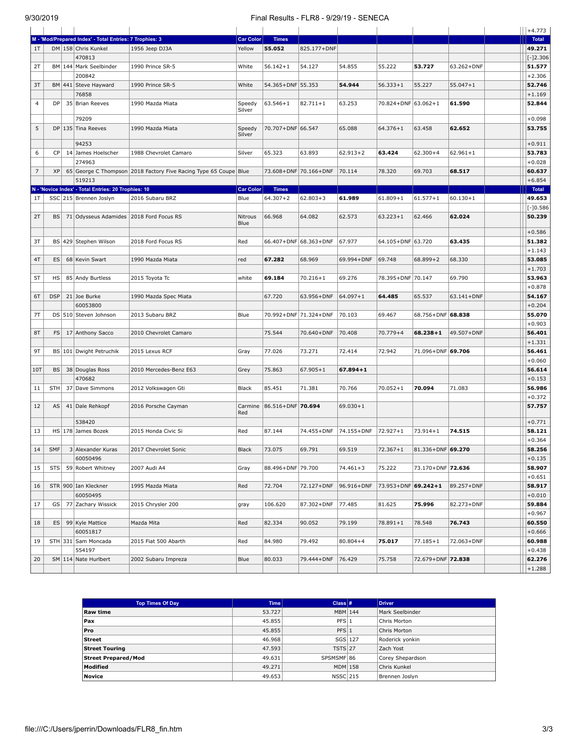| | | | | | | | | | | | | | | Total |
|---|---|---|---|---|---|---|---|---|---|---|---|---|---|---|
| | | | | | | | | | | | | | | +4.773 |
| **M - 'Mod/Prepared Index' - Total Entries: 7 Trophies: 3** | | | | | **Car Color** | **Times** | | | | | | | | **Total** |
| 1T | DM | 158 | Chris Kunkel | 1956 Jeep DJ3A | Yellow | **55.052** | 825.177+DNF | | | | | | | **49.271** |
| | | | 470813 | | | | | | | | | | | [-]2.306 |
| 2T | BM | 144 | Mark Seelbinder | 1990 Prince SR-5 | White | 56.142+1 | 54.127 | 54.855 | 55.222 | **53.727** | 63.262+DNF | | | **51.577** |
| | | | 200842 | | | | | | | | | | | +2.306 |
| 3T | BM | 441 | Steve Hayward | 1990 Prince SR-5 | White | 54.365+DNF | 55.353 | **54.944** | 56.333+1 | 55.227 | 55.047+1 | | | **52.746** |
| | | | 76858 | | | | | | | | | | | +1.169 |
| 4 | DP | 35 | Brian Reeves | 1990 Mazda Miata | Speedy Silver | 63.546+1 | 82.711+1 | 63.253 | 70.824+DNF | 63.062+1 | **61.590** | | | **52.844** |
| | | | 79209 | | | | | | | | | | | +0.098 |
| 5 | DP | 135 | Tina Reeves | 1990 Mazda Miata | Speedy Silver | 70.707+DNF | 66.547 | 65.088 | 64.376+1 | 63.458 | **62.652** | | | **53.755** |
| | | | 94253 | | | | | | | | | | | +0.911 |
| 6 | CP | 14 | James Hoelscher | 1988 Chevrolet Camaro | Silver | 65.323 | 63.893 | 62.913+2 | **63.424** | 62.300+4 | 62.961+1 | | | **53.783** |
| | | | 274963 | | | | | | | | | | | +0.028 |
| 7 | XP | 65 | George C Thompson | 2018 Factory Five Racing Type 65 Coupe | Blue | 73.608+DNF | 70.166+DNF | 70.114 | 78.320 | 69.703 | **68.517** | | | **60.637** |
| | | | 519213 | | | | | | | | | | | +6.854 |
| **N - 'Novice Index' - Total Entries: 20 Trophies: 10** | | | | | **Car Color** | **Times** | | | | | | | | **Total** |
| 1T | SSC | 215 | Brennen Joslyn | 2016 Subaru BRZ | Blue | 64.307+2 | 62.803+3 | **61.989** | 61.809+1 | 61.577+1 | 60.130+1 | | | **49.653** |
| | | | | | | | | | | | | | | [-]0.586 |
| 2T | BS | 71 | Odysseus Adamides | 2018 Ford Focus RS | Nitrous Blue | 66.968 | 64.082 | 62.573 | 63.223+1 | 62.466 | **62.024** | | | **50.239** |
| | | | | | | | | | | | | | | +0.586 |
| 3T | BS | 429 | Stephen Wilson | 2018 Ford Focus RS | Red | 66.407+DNF | 68.363+DNF | 67.977 | 64.105+DNF | 63.720 | **63.435** | | | **51.382** |
| | | | | | | | | | | | | | | +1.143 |
| 4T | ES | 68 | Kevin Swart | 1990 Mazda Miata | red | **67.282** | 68.969 | 69.994+DNF | 69.748 | 68.899+2 | 68.330 | | | **53.085** |
| | | | | | | | | | | | | | | +1.703 |
| 5T | HS | 85 | Andy Burtless | 2015 Toyota Tc | white | **69.184** | 70.216+1 | 69.276 | 78.395+DNF | 70.147 | 69.790 | | | **53.963** |
| | | | | | | | | | | | | | | +0.878 |
| 6T | DSP | 21 | Joe Burke | 1990 Mazda Spec Miata | | 67.720 | 63.956+DNF | 64.097+1 | **64.485** | 65.537 | 63.141+DNF | | | **54.167** |
| | | | 60053800 | | | | | | | | | | | +0.204 |
| 7T | DS | 510 | Steven Johnson | 2013 Subaru BRZ | Blue | 70.992+DNF | 71.324+DNF | 70.103 | 69.467 | 68.756+DNF | **68.838** | | | **55.070** |
| | | | | | | | | | | | | | | +0.903 |
| 8T | FS | 17 | Anthony Sacco | 2010 Chevrolet Camaro | | 75.544 | 70.640+DNF | 70.408 | 70.779+4 | **68.238+1** | 49.507+DNF | | | **56.401** |
| | | | | | | | | | | | | | | +1.331 |
| 9T | BS | 101 | Dwight Petruchik | 2015 Lexus RCF | Gray | 77.026 | 73.271 | 72.414 | 72.942 | 71.096+DNF | **69.706** | | | **56.461** |
| | | | | | | | | | | | | | | +0.060 |
| 10T | BS | 38 | Douglas Ross | 2010 Mercedes-Benz E63 | Grey | 75.863 | 67.905+1 | **67.894+1** | | | | | | **56.614** |
| | | | 470682 | | | | | | | | | | | +0.153 |
| 11 | STH | 37 | Dave Simmons | 2012 Volkswagen Gti | Black | 85.451 | 71.381 | 70.766 | 70.052+1 | **70.094** | 71.083 | | | **56.986** |
| | | | | | | | | | | | | | | +0.372 |
| 12 | AS | 41 | Dale Rehkopf | 2016 Porsche Cayman | Carmine Red | 86.516+DNF | **70.694** | 69.030+1 | | | | | | **57.757** |
| | | | 538420 | | | | | | | | | | | +0.771 |
| 13 | HS | 178 | James Bozek | 2015 Honda Civic Si | Red | 87.144 | 74.455+DNF | 74.155+DNF | 72.927+1 | 73.914+1 | **74.515** | | | **58.121** |
| | | | | | | | | | | | | | | +0.364 |
| 14 | SMF | 3 | Alexander Kuras | 2017 Chevrolet Sonic | Black | 73.075 | 69.791 | 69.519 | 72.367+1 | 81.336+DNF | **69.270** | | | **58.256** |
| | | | 60050496 | | | | | | | | | | | +0.135 |
| 15 | STS | 59 | Robert Whitney | 2007 Audi A4 | Gray | 88.496+DNF | 79.700 | 74.461+3 | 75.222 | 73.170+DNF | **72.636** | | | **58.907** |
| | | | | | | | | | | | | | | +0.651 |
| 16 | STR | 900 | Ian Kleckner | 1995 Mazda Miata | Red | 72.704 | 72.127+DNF | 96.916+DNF | 73.953+DNF | **69.242+1** | 89.257+DNF | | | **58.917** |
| | | | 60050495 | | | | | | | | | | | +0.010 |
| 17 | GS | 77 | Zachary Wissick | 2015 Chrysler 200 | gray | 106.620 | 87.302+DNF | 77.485 | 81.625 | **75.996** | 82.273+DNF | | | **59.884** |
| | | | | | | | | | | | | | | +0.967 |
| 18 | ES | 99 | Kyle Mattice | Mazda Mita | Red | 82.334 | 90.052 | 79.199 | 78.891+1 | 78.548 | **76.743** | | | **60.550** |
| | | | 60051817 | | | | | | | | | | | +0.666 |
| 19 | STH | 331 | Sam Moncada | 2015 Fiat 500 Abarth | Red | 84.980 | 79.492 | 80.804+4 | **75.017** | 77.185+1 | 72.063+DNF | | | **60.988** |
| | | | 554197 | | | | | | | | | | | +0.438 |
| 20 | SM | 114 | Nate Hurlbert | 2002 Subaru Impreza | Blue | 80.033 | 79.444+DNF | 76.429 | 75.758 | 72.679+DNF | **72.838** | | | **62.276** |
| | | | | | | | | | | | | | | +1.288 |

| Top Times Of Day | Time | Class | # | Driver |
|---|---|---|---|---|
| **Raw time** | 53.727 | MBM | 144 | Mark Seelbinder |
| **Pax** | 45.855 | PFS | 1 | Chris Morton |
| **Pro** | 45.855 | PFS | 1 | Chris Morton |
| **Street** | 46.968 | SGS | 127 | Roderick yonkin |
| **Street Touring** | 47.593 | TSTS | 27 | Zach Yost |
| **Street Prepared/Mod** | 49.631 | SPSMSMF | 86 | Corey Shepardson |
| **Modified** | 49.271 | MDM | 158 | Chris Kunkel |
| **Novice** | 49.653 | NSSC | 215 | Brennen Joslyn |